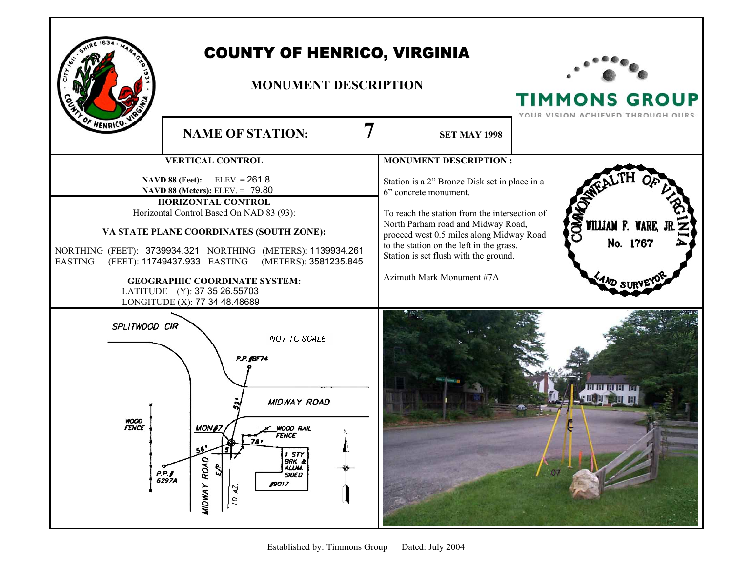# COUNTY OF HENRICO, VIRGINIA

## MONUMENT DESCRIPTION

TIMMONS GROUP
YOUR VISION ACHIEVED THROUGH OURS.

**NAME OF STATION:** 7 **SET MAY 1998**

### VERTICAL CONTROL

**NAVD 88 (Feet):** ELEV. = 261.8
**NAVD 88 (Meters):** ELEV. = 79.80

### HORIZONTAL CONTROL

Horizontal Control Based On NAD 83 (93):

**VA STATE PLANE COORDINATES (SOUTH ZONE):**

NORTHING (FEET): 3739934.321 NORTHING (METERS): 1139934.261
EASTING (FEET): 11749437.933 EASTING (METERS): 3581235.845

**GEOGRAPHIC COORDINATE SYSTEM:**
LATITUDE (Y): 37 35 26.55703
LONGITUDE (X): 77 34 48.48689

### MONUMENT DESCRIPTION :

Station is a 2" Bronze Disk set in place in a 6" concrete monument.

To reach the station from the intersection of North Parham road and Midway Road, proceed west 0.5 miles along Midway Road to the station on the left in the grass. Station is set flush with the ground.

Azimuth Mark Monument #7A

COMMONWEALTH OF VIRGINIA
WILLIAM F. WARE, JR.
No. 1767
LAND SURVEYOR

SPLITWOOD CIR
NOT TO SCALE
P.P. #BF74
59'
MIDWAY ROAD
WOOD FENCE
MON #7
WOOD RAIL FENCE
78'
56'
5'
1 STY BRK & ALUM. SIDED #9017
P.P. # 6297A
MIDWAY ROAD
E/P
TO AZ.

Established by: Timmons Group Dated: July 2004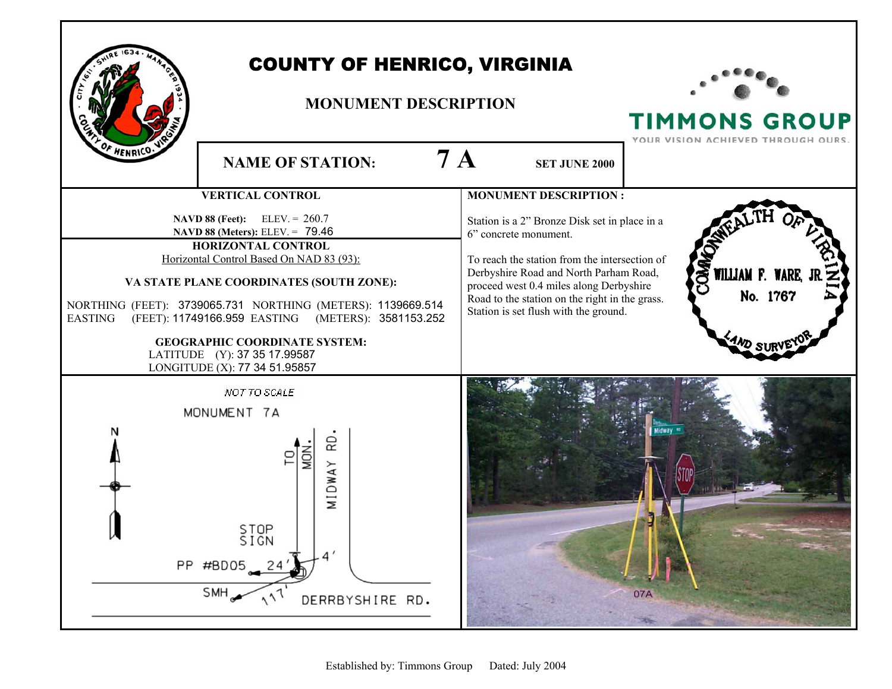# COUNTY OF HENRICO, VIRGINIA

## MONUMENT DESCRIPTION

TIMMONS GROUP
YOUR VISION ACHIEVED THROUGH OURS.

**NAME OF STATION:** **7 A** **SET JUNE 2000**

### VERTICAL CONTROL

**NAVD 88 (Feet):** ELEV. = 260.7
**NAVD 88 (Meters):** ELEV. = 79.46

### HORIZONTAL CONTROL

Horizontal Control Based On NAD 83 (93):

**VA STATE PLANE COORDINATES (SOUTH ZONE):**

NORTHING (FEET): 3739065.731 NORTHING (METERS): 1139669.514
EASTING (FEET): 11749166.959 EASTING (METERS): 3581153.252

**GEOGRAPHIC COORDINATE SYSTEM:**

LATITUDE (Y): 37 35 17.99587
LONGITUDE (X): 77 34 51.95857

### MONUMENT DESCRIPTION :

Station is a 2" Bronze Disk set in place in a 6" concrete monument.

To reach the station from the intersection of Derbyshire Road and North Parham Road, proceed west 0.4 miles along Derbyshire Road to the station on the right in the grass. Station is set flush with the ground.

COMMONWEALTH OF VIRGINIA
WILLIAM F. WARE, JR.
No. 1767
LAND SURVEYOR

NOT TO SCALE

MONUMENT 7A

N

TO MON.

MIDWAY RD.

STOP SIGN

4'

PP #BD05 24'

SMH 117'

DERRBYSHIRE RD.

07A

Established by: Timmons Group Dated: July 2004